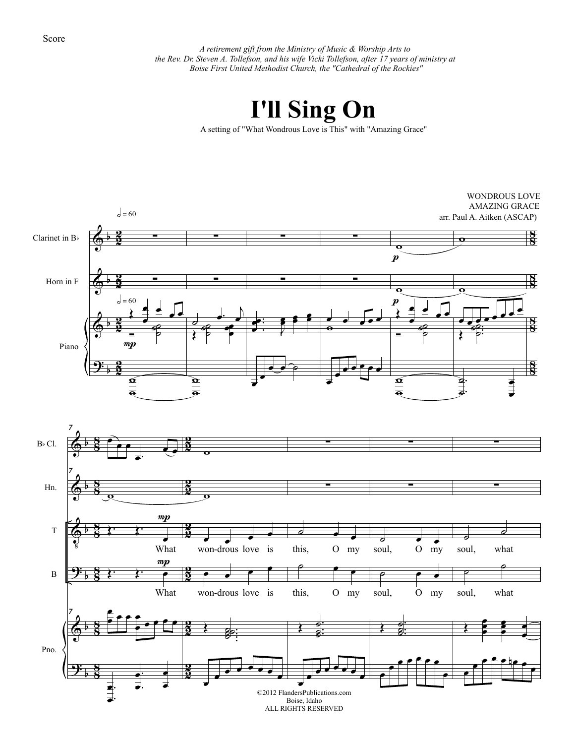Score

*A retirement gift from the Ministry of Music & Worship Arts to the Rev. Dr. Steven A. Tollefson, and his wife Vicki Tollefson, after 17 years of ministry at Boise First United Methodist Church, the "Cathedral of the Rockies"*

# I'll Sing On

A setting of "What Wondrous Love is This" with "Amazing Grace"

WONDROUS LOVE
AMAZING GRACE
arr. Paul A. Aitken (ASCAP)

©2012 FlandersPublications.com
Boise, Idaho
ALL RIGHTS RESERVED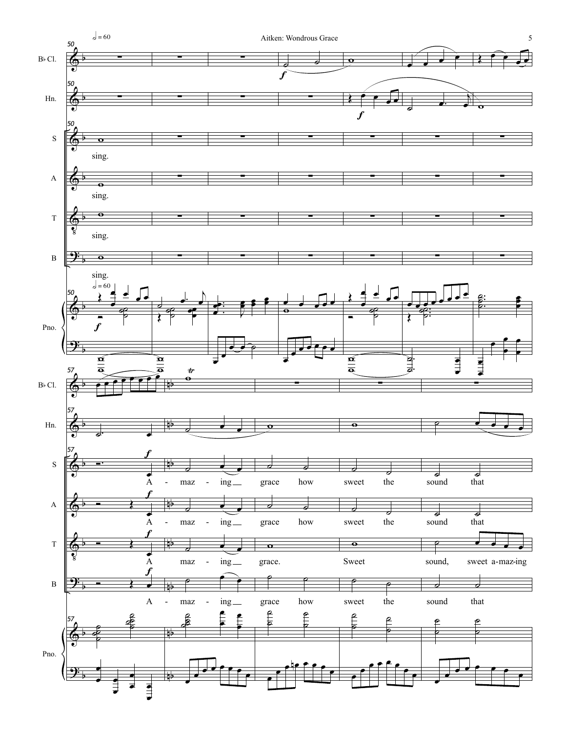Bb Cl.

Hn.

S

sing.

A - maz - ing grace how sweet the sound that

A

sing.

A - maz - ing grace how sweet the sound that

T

sing.

A maz - ing grace. Sweet sound, sweet a-maz-ing

B

sing.

A - maz - ing grace how sweet the sound that

Pno.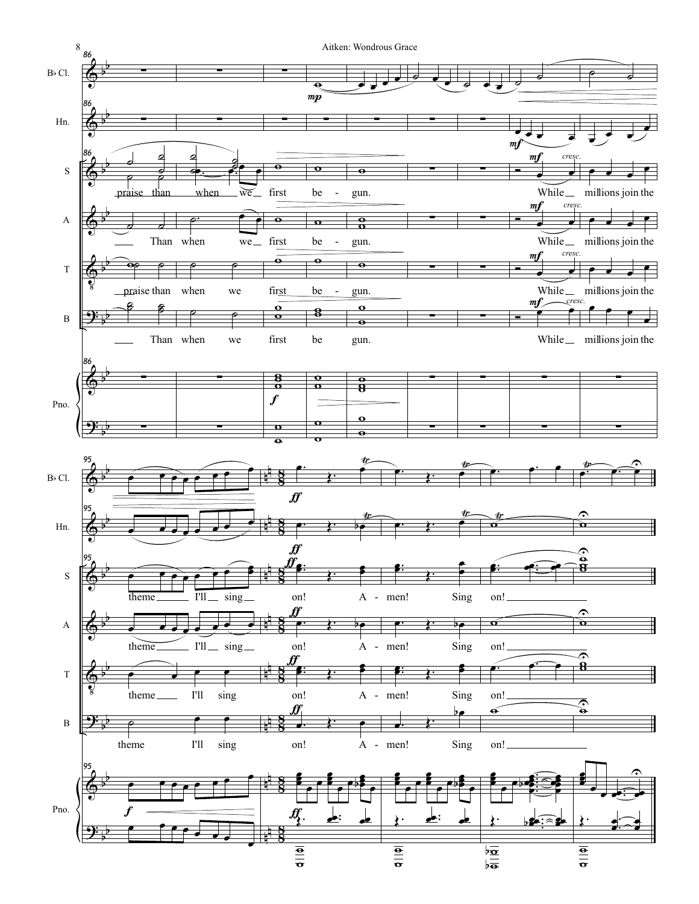B♭ Cl.

Hn.

S

praise than when we first be - gun. While millions join the

theme I'll sing on! A - men! Sing on!

A

Than when we first be - gun. While millions join the

theme I'll sing on! A - men! Sing on!

T

praise than when we first be - gun. While millions join the

theme I'll sing on! A - men! Sing on!

B

Than when we first be gun. While millions join the

theme I'll sing on! A - men! Sing on!

Pno.